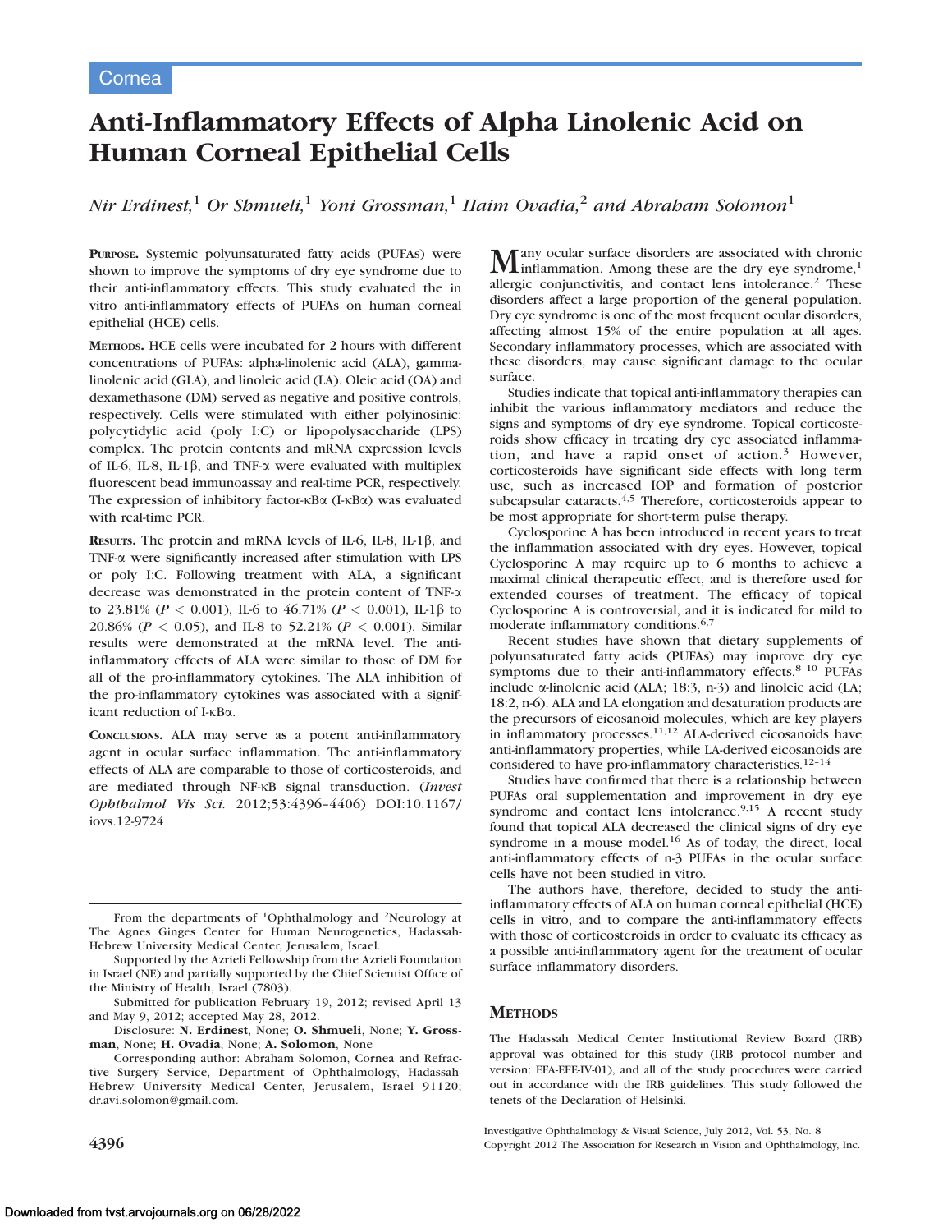Cornea

# Anti-Inflammatory Effects of Alpha Linolenic Acid on Human Corneal Epithelial Cells

*Nir Erdinest,[1] Or Shmueli,[1] Yoni Grossman,[1] Haim Ovadia,[2] and Abraham Solomon[1]*

**PURPOSE.** Systemic polyunsaturated fatty acids (PUFAs) were shown to improve the symptoms of dry eye syndrome due to their anti-inflammatory effects. This study evaluated the in vitro anti-inflammatory effects of PUFAs on human corneal epithelial (HCE) cells.

**METHODS.** HCE cells were incubated for 2 hours with different concentrations of PUFAs: alpha-linolenic acid (ALA), gamma-linolenic acid (GLA), and linoleic acid (LA). Oleic acid (OA) and dexamethasone (DM) served as negative and positive controls, respectively. Cells were stimulated with either polyinosinic: polycytidylic acid (poly I:C) or lipopolysaccharide (LPS) complex. The protein contents and mRNA expression levels of IL-6, IL-8, IL-1β, and TNF-α were evaluated with multiplex fluorescent bead immunoassay and real-time PCR, respectively. The expression of inhibitory factor-κBα (I-κBα) was evaluated with real-time PCR.

**RESULTS.** The protein and mRNA levels of IL-6, IL-8, IL-1β, and TNF-α were significantly increased after stimulation with LPS or poly I:C. Following treatment with ALA, a significant decrease was demonstrated in the protein content of TNF-α to 23.81% ($P < 0.001$), IL-6 to 46.71% ($P < 0.001$), IL-1β to 20.86% ($P < 0.05$), and IL-8 to 52.21% ($P < 0.001$). Similar results were demonstrated at the mRNA level. The anti-inflammatory effects of ALA were similar to those of DM for all of the pro-inflammatory cytokines. The ALA inhibition of the pro-inflammatory cytokines was associated with a significant reduction of I-κBα.

**CONCLUSIONS.** ALA may serve as a potent anti-inflammatory agent in ocular surface inflammation. The anti-inflammatory effects of ALA are comparable to those of corticosteroids, and are mediated through NF-κB signal transduction. (*Invest Ophthalmol Vis Sci.* 2012;53:4396–4406) DOI:10.1167/iovs.12-9724

Many ocular surface disorders are associated with chronic inflammation. Among these are the dry eye syndrome,[1] allergic conjunctivitis, and contact lens intolerance.[2] These disorders affect a large proportion of the general population. Dry eye syndrome is one of the most frequent ocular disorders, affecting almost 15% of the entire population at all ages. Secondary inflammatory processes, which are associated with these disorders, may cause significant damage to the ocular surface.

Studies indicate that topical anti-inflammatory therapies can inhibit the various inflammatory mediators and reduce the signs and symptoms of dry eye syndrome. Topical corticosteroids show efficacy in treating dry eye associated inflammation, and have a rapid onset of action.[3] However, corticosteroids have significant side effects with long term use, such as increased IOP and formation of posterior subcapsular cataracts.[4,5] Therefore, corticosteroids appear to be most appropriate for short-term pulse therapy.

Cyclosporine A has been introduced in recent years to treat the inflammation associated with dry eyes. However, topical Cyclosporine A may require up to 6 months to achieve a maximal clinical therapeutic effect, and is therefore used for extended courses of treatment. The efficacy of topical Cyclosporine A is controversial, and it is indicated for mild to moderate inflammatory conditions.[6,7]

Recent studies have shown that dietary supplements of polyunsaturated fatty acids (PUFAs) may improve dry eye symptoms due to their anti-inflammatory effects.[8–10] PUFAs include α-linolenic acid (ALA; 18:3, n-3) and linoleic acid (LA; 18:2, n-6). ALA and LA elongation and desaturation products are the precursors of eicosanoid molecules, which are key players in inflammatory processes.[11,12] ALA-derived eicosanoids have anti-inflammatory properties, while LA-derived eicosanoids are considered to have pro-inflammatory characteristics.[12–14]

Studies have confirmed that there is a relationship between PUFAs oral supplementation and improvement in dry eye syndrome and contact lens intolerance.[9,15] A recent study found that topical ALA decreased the clinical signs of dry eye syndrome in a mouse model.[16] As of today, the direct, local anti-inflammatory effects of n-3 PUFAs in the ocular surface cells have not been studied in vitro.

The authors have, therefore, decided to study the anti-inflammatory effects of ALA on human corneal epithelial (HCE) cells in vitro, and to compare the anti-inflammatory effects with those of corticosteroids in order to evaluate its efficacy as a possible anti-inflammatory agent for the treatment of ocular surface inflammatory disorders.

## METHODS

The Hadassah Medical Center Institutional Review Board (IRB) approval was obtained for this study (IRB protocol number and version: EFA-EFE-IV-01), and all of the study procedures were carried out in accordance with the IRB guidelines. This study followed the tenets of the Declaration of Helsinki.

From the departments of [1]Ophthalmology and [2]Neurology at The Agnes Ginges Center for Human Neurogenetics, Hadassah-Hebrew University Medical Center, Jerusalem, Israel.

Supported by the Azrieli Fellowship from the Azrieli Foundation in Israel (NE) and partially supported by the Chief Scientist Office of the Ministry of Health, Israel (7803).

Submitted for publication February 19, 2012; revised April 13 and May 9, 2012; accepted May 28, 2012.

Disclosure: **N. Erdinest**, None; **O. Shmueli**, None; **Y. Grossman**, None; **H. Ovadia**, None; **A. Solomon**, None

Corresponding author: Abraham Solomon, Cornea and Refractive Surgery Service, Department of Ophthalmology, Hadassah-Hebrew University Medical Center, Jerusalem, Israel 91120; dr.avi.solomon@gmail.com.

Investigative Ophthalmology & Visual Science, July 2012, Vol. 53, No. 8
Copyright 2012 The Association for Research in Vision and Ophthalmology, Inc.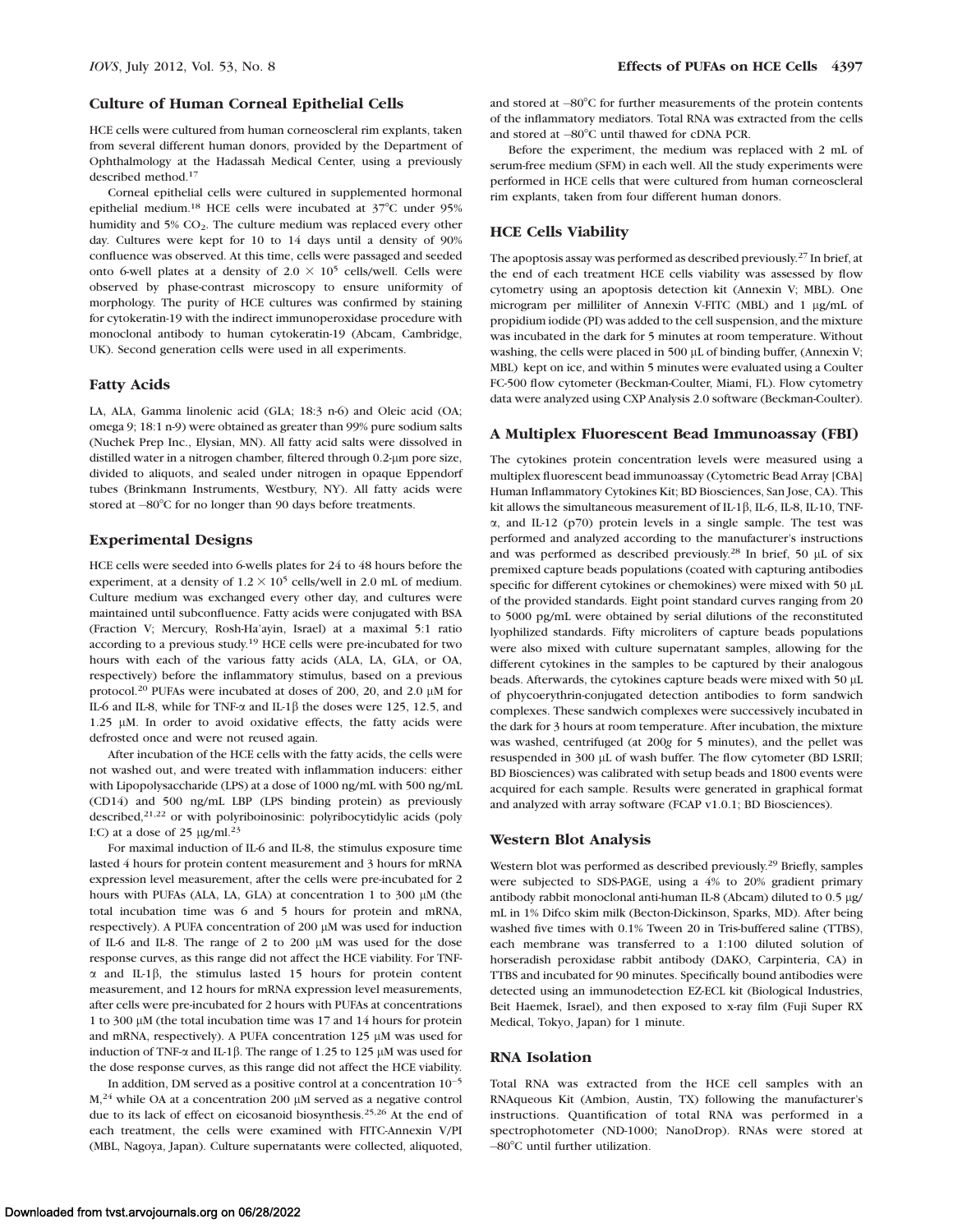### Culture of Human Corneal Epithelial Cells

HCE cells were cultured from human corneoscleral rim explants, taken from several different human donors, provided by the Department of Ophthalmology at the Hadassah Medical Center, using a previously described method.[17]

Corneal epithelial cells were cultured in supplemented hormonal epithelial medium.[18] HCE cells were incubated at 37°C under 95% humidity and 5% $CO_2$. The culture medium was replaced every other day. Cultures were kept for 10 to 14 days until a density of 90% confluence was observed. At this time, cells were passaged and seeded onto 6-well plates at a density of $2.0 \times 10^5$ cells/well. Cells were observed by phase-contrast microscopy to ensure uniformity of morphology. The purity of HCE cultures was confirmed by staining for cytokeratin-19 with the indirect immunoperoxidase procedure with monoclonal antibody to human cytokeratin-19 (Abcam, Cambridge, UK). Second generation cells were used in all experiments.

### Fatty Acids

LA, ALA, Gamma linolenic acid (GLA; 18:3 n-6) and Oleic acid (OA; omega 9; 18:1 n-9) were obtained as greater than 99% pure sodium salts (Nuchek Prep Inc., Elysian, MN). All fatty acid salts were dissolved in distilled water in a nitrogen chamber, filtered through 0.2-μm pore size, divided to aliquots, and sealed under nitrogen in opaque Eppendorf tubes (Brinkmann Instruments, Westbury, NY). All fatty acids were stored at –80°C for no longer than 90 days before treatments.

### Experimental Designs

HCE cells were seeded into 6-wells plates for 24 to 48 hours before the experiment, at a density of $1.2 \times 10^5$ cells/well in 2.0 mL of medium. Culture medium was exchanged every other day, and cultures were maintained until subconfluence. Fatty acids were conjugated with BSA (Fraction V; Mercury, Rosh-Ha'ayin, Israel) at a maximal 5:1 ratio according to a previous study.[19] HCE cells were pre-incubated for two hours with each of the various fatty acids (ALA, LA, GLA, or OA, respectively) before the inflammatory stimulus, based on a previous protocol.[20] PUFAs were incubated at doses of 200, 20, and 2.0 μM for IL-6 and IL-8, while for TNF-α and IL-1β the doses were 125, 12.5, and 1.25 μM. In order to avoid oxidative effects, the fatty acids were defrosted once and were not reused again.

After incubation of the HCE cells with the fatty acids, the cells were not washed out, and were treated with inflammation inducers: either with Lipopolysaccharide (LPS) at a dose of 1000 ng/mL with 500 ng/mL (CD14) and 500 ng/mL LBP (LPS binding protein) as previously described,[21,22] or with polyriboinosinic: polyribocytidylic acids (poly I:C) at a dose of 25 μg/mL.[23]

For maximal induction of IL-6 and IL-8, the stimulus exposure time lasted 4 hours for protein content measurement and 3 hours for mRNA expression level measurement, after the cells were pre-incubated for 2 hours with PUFAs (ALA, LA, GLA) at concentration 1 to 300 μM (the total incubation time was 6 and 5 hours for protein and mRNA, respectively). A PUFA concentration of 200 μM was used for induction of IL-6 and IL-8. The range of 2 to 200 μM was used for the dose response curves, as this range did not affect the HCE viability. For TNF-α and IL-1β, the stimulus lasted 15 hours for protein content measurement, and 12 hours for mRNA expression level measurements, after cells were pre-incubated for 2 hours with PUFAs at concentrations 1 to 300 μM (the total incubation time was 17 and 14 hours for protein and mRNA, respectively). A PUFA concentration 125 μM was used for induction of TNF-α and IL-1β. The range of 1.25 to 125 μM was used for the dose response curves, as this range did not affect the HCE viability.

In addition, DM served as a positive control at a concentration $10^{-5}$ M,[24] while OA at a concentration 200 μM served as a negative control due to its lack of effect on eicosanoid biosynthesis.[25,26] At the end of each treatment, the cells were examined with FITC-Annexin V/PI (MBL, Nagoya, Japan). Culture supernatants were collected, aliquoted, and stored at –80°C for further measurements of the protein contents of the inflammatory mediators. Total RNA was extracted from the cells and stored at –80°C until thawed for cDNA PCR.

Before the experiment, the medium was replaced with 2 mL of serum-free medium (SFM) in each well. All the study experiments were performed in HCE cells that were cultured from human corneoscleral rim explants, taken from four different human donors.

### HCE Cells Viability

The apoptosis assay was performed as described previously.[27] In brief, at the end of each treatment HCE cells viability was assessed by flow cytometry using an apoptosis detection kit (Annexin V; MBL). One microgram per milliliter of Annexin V-FITC (MBL) and 1 μg/mL of propidium iodide (PI) was added to the cell suspension, and the mixture was incubated in the dark for 5 minutes at room temperature. Without washing, the cells were placed in 500 μL of binding buffer, (Annexin V; MBL) kept on ice, and within 5 minutes were evaluated using a Coulter FC-500 flow cytometer (Beckman-Coulter, Miami, FL). Flow cytometry data were analyzed using CXP Analysis 2.0 software (Beckman-Coulter).

### A Multiplex Fluorescent Bead Immunoassay (FBI)

The cytokines protein concentration levels were measured using a multiplex fluorescent bead immunoassay (Cytometric Bead Array [CBA] Human Inflammatory Cytokines Kit; BD Biosciences, San Jose, CA). This kit allows the simultaneous measurement of IL-1β, IL-6, IL-8, IL-10, TNF-α, and IL-12 (p70) protein levels in a single sample. The test was performed and analyzed according to the manufacturer's instructions and was performed as described previously.[28] In brief, 50 μL of six premixed capture beads populations (coated with capturing antibodies specific for different cytokines or chemokines) were mixed with 50 μL of the provided standards. Eight point standard curves ranging from 20 to 5000 pg/mL were obtained by serial dilutions of the reconstituted lyophilized standards. Fifty microliters of capture beads populations were also mixed with culture supernatant samples, allowing for the different cytokines in the samples to be captured by their analogous beads. Afterwards, the cytokines capture beads were mixed with 50 μL of phycoerythrin-conjugated detection antibodies to form sandwich complexes. These sandwich complexes were successively incubated in the dark for 3 hours at room temperature. After incubation, the mixture was washed, centrifuged (at 200*g* for 5 minutes), and the pellet was resuspended in 300 μL of wash buffer. The flow cytometer (BD LSRII; BD Biosciences) was calibrated with setup beads and 1800 events were acquired for each sample. Results were generated in graphical format and analyzed with array software (FCAP v1.0.1; BD Biosciences).

### Western Blot Analysis

Western blot was performed as described previously.[29] Briefly, samples were subjected to SDS-PAGE, using a 4% to 20% gradient primary antibody rabbit monoclonal anti-human IL-8 (Abcam) diluted to 0.5 μg/mL in 1% Difco skim milk (Becton-Dickinson, Sparks, MD). After being washed five times with 0.1% Tween 20 in Tris-buffered saline (TTBS), each membrane was transferred to a 1:100 diluted solution of horseradish peroxidase rabbit antibody (DAKO, Carpinteria, CA) in TTBS and incubated for 90 minutes. Specifically bound antibodies were detected using an immunodetection EZ-ECL kit (Biological Industries, Beit Haemek, Israel), and then exposed to x-ray film (Fuji Super RX Medical, Tokyo, Japan) for 1 minute.

### RNA Isolation

Total RNA was extracted from the HCE cell samples with an RNAqueous Kit (Ambion, Austin, TX) following the manufacturer's instructions. Quantification of total RNA was performed in a spectrophotometer (ND-1000; NanoDrop). RNAs were stored at –80°C until further utilization.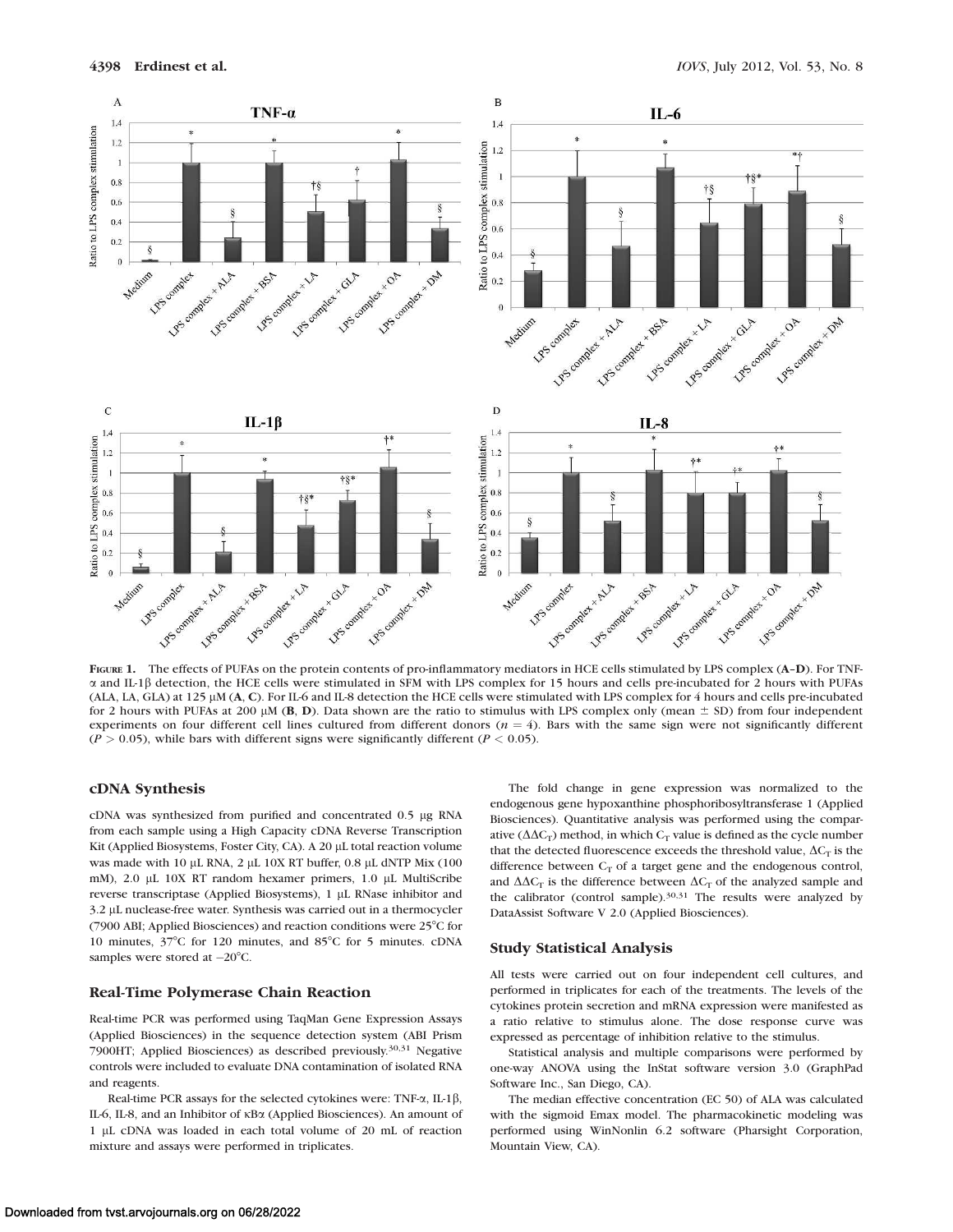**FIGURE 1.** The effects of PUFAs on the protein contents of pro-inflammatory mediators in HCE cells stimulated by LPS complex (**A–D**). For TNF-α and IL-1β detection, the HCE cells were stimulated in SFM with LPS complex for 15 hours and cells pre-incubated for 2 hours with PUFAs (ALA, LA, GLA) at 125 μM (**A**, **C**). For IL-6 and IL-8 detection the HCE cells were stimulated with LPS complex for 4 hours and cells pre-incubated for 2 hours with PUFAs at 200 μM (**B**, **D**). Data shown are the ratio to stimulus with LPS complex only (mean ± SD) from four independent experiments on four different cell lines cultured from different donors ($n = 4$). Bars with the same sign were not significantly different ($P > 0.05$), while bars with different signs were significantly different ($P < 0.05$).

### cDNA Synthesis

cDNA was synthesized from purified and concentrated 0.5 μg RNA from each sample using a High Capacity cDNA Reverse Transcription Kit (Applied Biosystems, Foster City, CA). A 20 μL total reaction volume was made with 10 μL RNA, 2 μL 10X RT buffer, 0.8 μL dNTP Mix (100 mM), 2.0 μL 10X RT random hexamer primers, 1.0 μL MultiScribe reverse transcriptase (Applied Biosystems), 1 μL RNase inhibitor and 3.2 μL nuclease-free water. Synthesis was carried out in a thermocycler (7900 ABI; Applied Biosciences) and reaction conditions were 25°C for 10 minutes, 37°C for 120 minutes, and 85°C for 5 minutes. cDNA samples were stored at −20°C.

### Real-Time Polymerase Chain Reaction

Real-time PCR was performed using TaqMan Gene Expression Assays (Applied Biosciences) in the sequence detection system (ABI Prism 7900HT; Applied Biosciences) as described previously.[30,31] Negative controls were included to evaluate DNA contamination of isolated RNA and reagents.

Real-time PCR assays for the selected cytokines were: TNF-α, IL-1β, IL-8, IL-6, and an Inhibitor of κBα (Applied Biosciences). An amount of 1 μL cDNA was loaded in each total volume of 20 mL of reaction mixture and assays were performed in triplicates.

The fold change in gene expression was normalized to the endogenous gene hypoxanthine phosphoribosyltransferase 1 (Applied Biosciences). Quantitative analysis was performed using the comparative ($\Delta\Delta C_T$) method, in which $C_T$ value is defined as the cycle number that the detected fluorescence exceeds the threshold value, $\Delta C_T$ is the difference between $C_T$ of a target gene and the endogenous control, and $\Delta\Delta C_T$ is the difference between $\Delta C_T$ of the analyzed sample and the calibrator (control sample).[30,31] The results were analyzed by DataAssist Software V 2.0 (Applied Biosciences).

### Study Statistical Analysis

All tests were carried out on four independent cell cultures, and performed in triplicates for each of the treatments. The levels of the cytokines protein secretion and mRNA expression were manifested as a ratio relative to stimulus alone. The dose response curve was expressed as percentage of inhibition relative to the stimulus.

Statistical analysis and multiple comparisons were performed by one-way ANOVA using the InStat software version 3.0 (GraphPad Software Inc., San Diego, CA).

The median effective concentration (EC 50) of ALA was calculated with the sigmoid Emax model. The pharmacokinetic modeling was performed using WinNonlin 6.2 software (Pharsight Corporation, Mountain View, CA).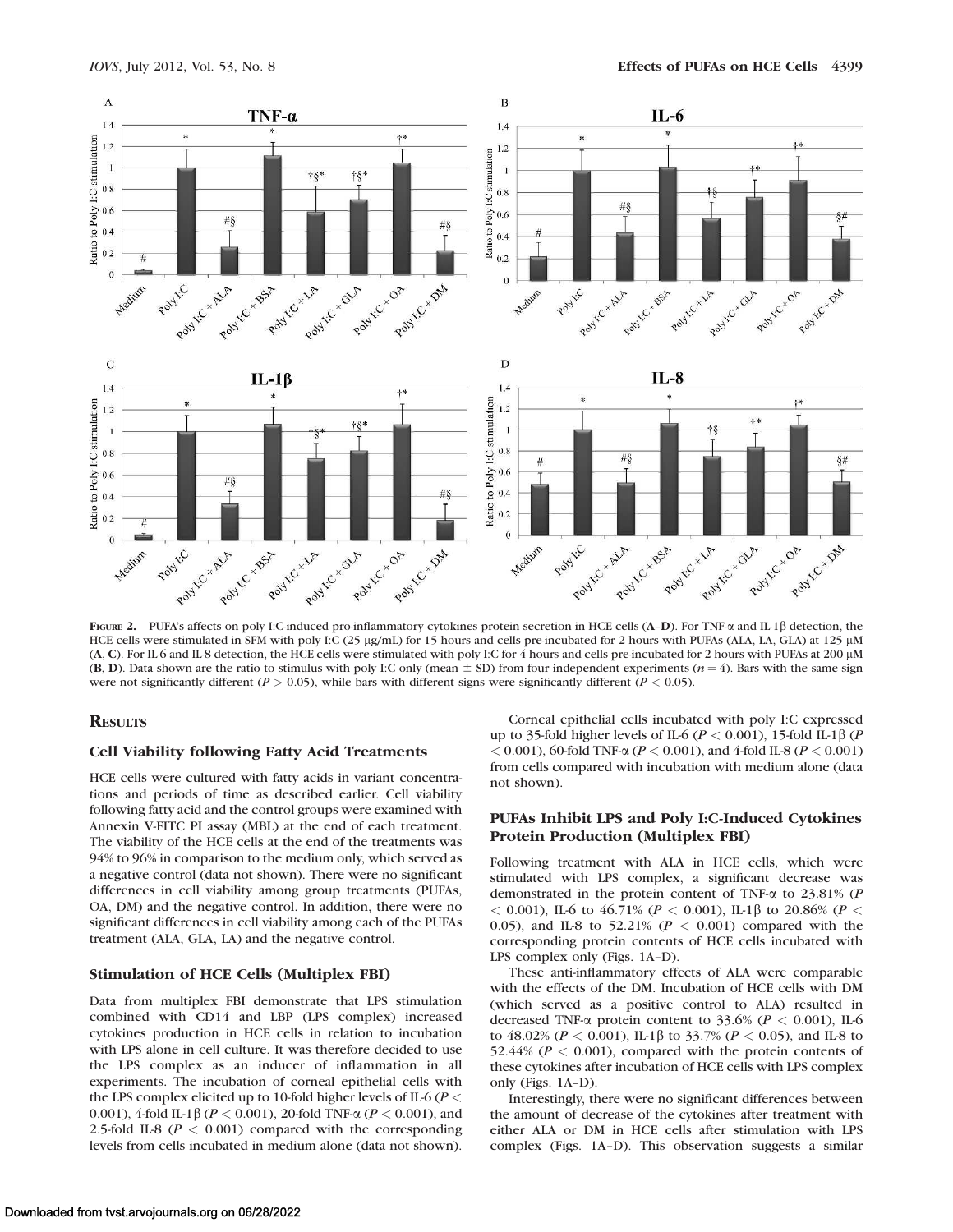FIGURE 2. PUFA's affects on poly I:C-induced pro-inflammatory cytokines protein secretion in HCE cells (**A**–**D**). For TNF-α and IL-1β detection, the HCE cells were stimulated in SFM with poly I:C (25 μg/mL) for 15 hours and cells pre-incubated for 2 hours with PUFAs (ALA, LA, GLA) at 125 μM (**A**, **C**). For IL-6 and IL-8 detection, the HCE cells were stimulated with poly I:C for 4 hours and cells pre-incubated for 2 hours with PUFAs at 200 μM (**B**, **D**). Data shown are the ratio to stimulus with poly I:C only (mean ± SD) from four independent experiments ($n = 4$). Bars with the same sign were not significantly different ($P > 0.05$), while bars with different signs were significantly different ($P < 0.05$).

## RESULTS

### Cell Viability following Fatty Acid Treatments

HCE cells were cultured with fatty acids in variant concentrations and periods of time as described earlier. Cell viability following fatty acid and the control groups were examined with Annexin V-FITC PI assay (MBL) at the end of each treatment. The viability of the HCE cells at the end of the treatments was 94% to 96% in comparison to the medium only, which served as a negative control (data not shown). There were no significant differences in cell viability among group treatments (PUFAs, OA, DM) and the negative control. In addition, there were no significant differences in cell viability among each of the PUFAs treatment (ALA, GLA, LA) and the negative control.

### Stimulation of HCE Cells (Multiplex FBI)

Data from multiplex FBI demonstrate that LPS stimulation combined with CD14 and LBP (LPS complex) increased cytokines production in HCE cells in relation to incubation with LPS alone in cell culture. It was therefore decided to use the LPS complex as an inducer of inflammation in all experiments. The incubation of corneal epithelial cells with the LPS complex elicited up to 10-fold higher levels of IL-6 ($P < 0.001$), 4-fold IL-1β ($P < 0.001$), 20-fold TNF-α ($P < 0.001$), and 2.5-fold IL-8 ($P < 0.001$) compared with the corresponding levels from cells incubated in medium alone (data not shown).

Corneal epithelial cells incubated with poly I:C expressed up to 35-fold higher levels of IL-6 ($P < 0.001$), 15-fold IL-1β ($P < 0.001$), 60-fold TNF-α ($P < 0.001$), and 4-fold IL-8 ($P < 0.001$) from cells compared with incubation with medium alone (data not shown).

### PUFAs Inhibit LPS and Poly I:C-Induced Cytokines Protein Production (Multiplex FBI)

Following treatment with ALA in HCE cells, which were stimulated with LPS complex, a significant decrease was demonstrated in the protein content of TNF-α to 23.81% ($P < 0.001$), IL-6 to 46.71% ($P < 0.001$), IL-1β to 20.86% ($P < 0.05$), and IL-8 to 52.21% ($P < 0.001$) compared with the corresponding protein contents of HCE cells incubated with LPS complex only (Figs. 1A–D).

These anti-inflammatory effects of ALA were comparable with the effects of the DM. Incubation of HCE cells with DM (which served as a positive control to ALA) resulted in decreased TNF-α protein content to 33.6% ($P < 0.001$), IL-6 to 48.02% ($P < 0.001$), IL-1β to 33.7% ($P < 0.05$), and IL-8 to 52.44% ($P < 0.001$), compared with the protein contents of these cytokines after incubation of HCE cells with LPS complex only (Figs. 1A–D).

Interestingly, there were no significant differences between the amount of decrease of the cytokines after treatment with either ALA or DM in HCE cells after stimulation with LPS complex (Figs. 1A–D). This observation suggests a similar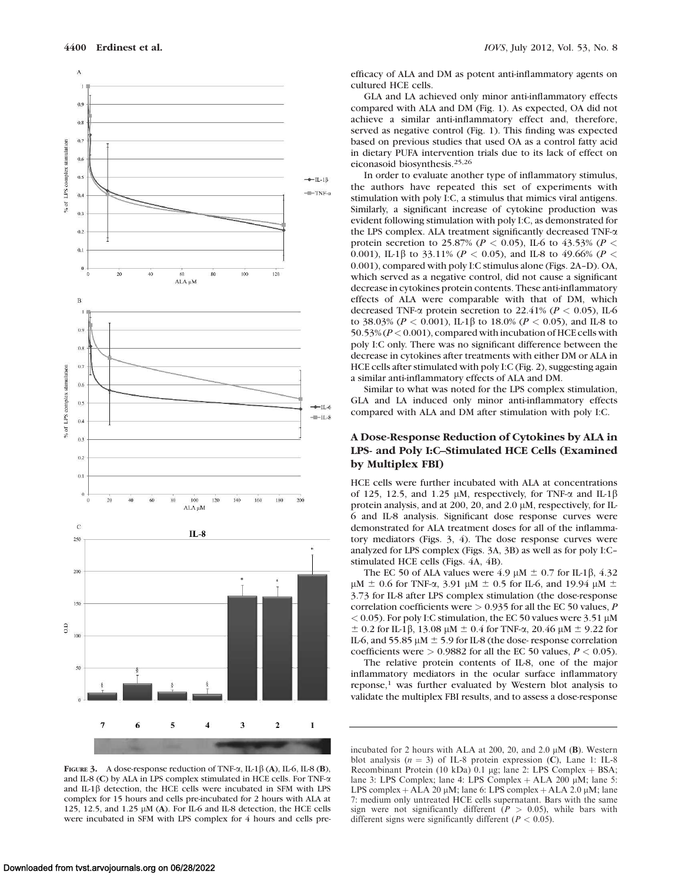efficacy of ALA and DM as potent anti-inflammatory agents on cultured HCE cells.

GLA and LA achieved only minor anti-inflammatory effects compared with ALA and DM (Fig. 1). As expected, OA did not achieve a similar anti-inflammatory effect and, therefore, served as negative control (Fig. 1). This finding was expected based on previous studies that used OA as a control fatty acid in dietary PUFA intervention trials due to its lack of effect on eiconasoid biosynthesis.[25,26]

In order to evaluate another type of inflammatory stimulus, the authors have repeated this set of experiments with stimulation with poly I:C, a stimulus that mimics viral antigens. Similarly, a significant increase of cytokine production was evident following stimulation with poly I:C, as demonstrated for the LPS complex. ALA treatment significantly decreased TNF-α protein secretion to 25.87% ($P < 0.05$), IL-6 to 43.53% ($P < 0.001$), IL-1β to 33.11% ($P < 0.05$), and IL-8 to 49.66% ($P < 0.001$), compared with poly I:C stimulus alone (Figs. 2A–D). OA, which served as a negative control, did not cause a significant decrease in cytokines protein contents. These anti-inflammatory effects of ALA were comparable with that of DM, which decreased TNF-α protein secretion to 22.41% ($P < 0.05$), IL-6 to 38.03% ($P < 0.001$), IL-1β to 18.0% ($P < 0.05$), and IL-8 to 50.53% ($P < 0.001$), compared with incubation of HCE cells with poly I:C only. There was no significant difference between the decrease in cytokines after treatments with either DM or ALA in HCE cells after stimulated with poly I:C (Fig. 2), suggesting again a similar anti-inflammatory effects of ALA and DM.

Similar to what was noted for the LPS complex stimulation, GLA and LA induced only minor anti-inflammatory effects compared with ALA and DM after stimulation with poly I:C.

## A Dose-Response Reduction of Cytokines by ALA in LPS- and Poly I:C–Stimulated HCE Cells (Examined by Multiplex FBI)

HCE cells were further incubated with ALA at concentrations of 125, 12.5, and 1.25 μM, respectively, for TNF-α and IL-1β protein analysis, and at 200, 20, and 2.0 μM, respectively, for IL-6 and IL-8 analysis. Significant dose response curves were demonstrated for ALA treatment doses for all of the inflammatory mediators (Figs. 3, 4). The dose response curves were analyzed for LPS complex (Figs. 3A, 3B) as well as for poly I:C–stimulated HCE cells (Figs. 4A, 4B).

The EC 50 of ALA values were 4.9 μM ± 0.7 for IL-1β, 4.32 μM ± 0.6 for TNF-α, 3.91 μM ± 0.5 for IL-6, and 19.94 μM ± 3.73 for IL-8 after LPS complex stimulation (the dose-response correlation coefficients were > 0.935 for all the EC 50 values, $P < 0.05$). For poly I:C stimulation, the EC 50 values were 3.51 μM ± 0.2 for IL-1β, 13.08 μM ± 0.4 for TNF-α, 20.46 μM ± 9.22 for IL-6, and 55.85 μM ± 5.9 for IL-8 (the dose- response correlation coefficients were > 0.9882 for all the EC 50 values, $P < 0.05$).

The relative protein contents of IL-8, one of the major inflammatory mediators in the ocular surface inflammatory reponse,[1] was further evaluated by Western blot analysis to validate the multiplex FBI results, and to assess a dose-response

**Figure 3.** A dose-response reduction of TNF-α, IL-1β (**A**), IL-6, IL-8 (**B**), and IL-8 (**C**) by ALA in LPS complex stimulated in HCE cells. For TNF-α and IL-1β detection, the HCE cells were incubated in SFM with LPS complex for 15 hours and cells pre-incubated for 2 hours with ALA at 125, 12.5, and 1.25 μM (**A**). For IL-6 and IL-8 detection, the HCE cells were incubated in SFM with LPS complex for 4 hours and cells pre-incubated for 2 hours with ALA at 200, 20, and 2.0 μM (**B**). Western blot analysis ($n = 3$) of IL-8 protein expression (**C**), Lane 1: IL-8 Recombinant Protein (10 kDa) 0.1 μg; lane 2: LPS Complex + BSA; lane 3: LPS Complex; lane 4: LPS Complex + ALA 200 μM; lane 5: LPS complex + ALA 20 μM; lane 6: LPS complex + ALA 2.0 μM; lane 7: medium only untreated HCE cells supernatant. Bars with the same sign were not significantly different ($P > 0.05$), while bars with different signs were significantly different ($P < 0.05$).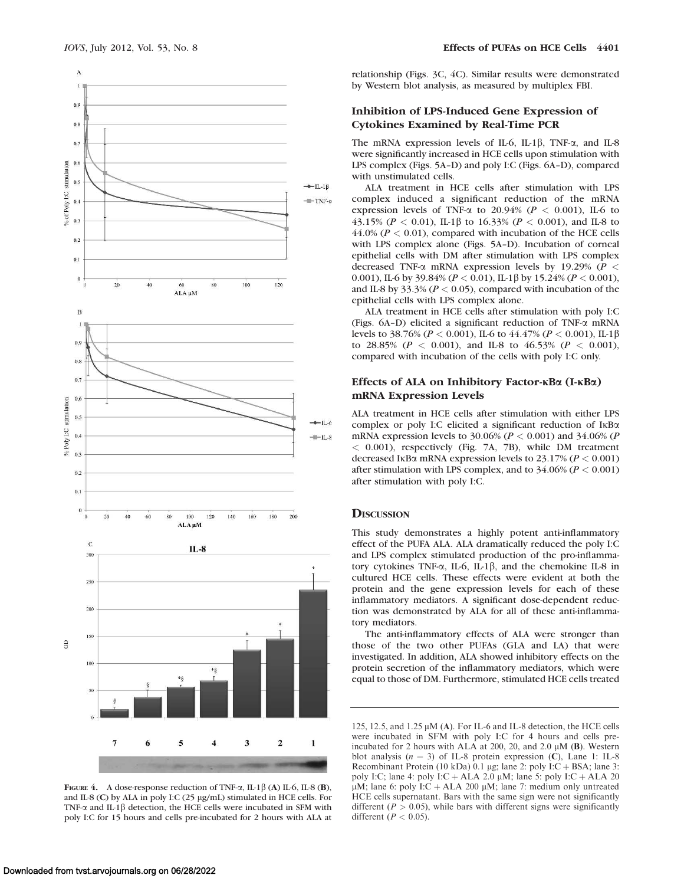relationship (Figs. 3C, 4C). Similar results were demonstrated by Western blot analysis, as measured by multiplex FBI.

### Inhibition of LPS-Induced Gene Expression of Cytokines Examined by Real-Time PCR

The mRNA expression levels of IL-6, IL-1β, TNF-α, and IL-8 were significantly increased in HCE cells upon stimulation with LPS complex (Figs. 5A–D) and poly I:C (Figs. 6A–D), compared with unstimulated cells.

ALA treatment in HCE cells after stimulation with LPS complex induced a significant reduction of the mRNA expression levels of TNF-α to 20.94% ($P < 0.001$), IL-6 to 43.15% ($P < 0.01$), IL-1β to 16.33% ($P < 0.001$), and IL-8 to 44.0% ($P < 0.01$), compared with incubation of the HCE cells with LPS complex alone (Figs. 5A–D). Incubation of corneal epithelial cells with DM after stimulation with LPS complex decreased TNF-α mRNA expression levels by 19.29% ($P < 0.001$), IL-6 by 39.84% ($P < 0.01$), IL-1β by 15.24% ($P < 0.001$), and IL-8 by 33.3% ($P < 0.05$), compared with incubation of the epithelial cells with LPS complex alone.

ALA treatment in HCE cells after stimulation with poly I:C (Figs. 6A–D) elicited a significant reduction of TNF-α mRNA levels to 38.76% ($P < 0.001$), IL-6 to 44.47% ($P < 0.001$), IL-1β to 28.85% ($P < 0.001$), and IL-8 to 46.53% ($P < 0.001$), compared with incubation of the cells with poly I:C only.

### Effects of ALA on Inhibitory Factor-κBα (I-κBα) mRNA Expression Levels

ALA treatment in HCE cells after stimulation with either LPS complex or poly I:C elicited a significant reduction of IκBα mRNA expression levels to 30.06% ($P < 0.001$) and 34.06% ($P < 0.001$), respectively (Fig. 7A, 7B), while DM treatment decreased IκBα mRNA expression levels to 23.17% ($P < 0.001$) after stimulation with LPS complex, and to 34.06% ($P < 0.001$) after stimulation with poly I:C.

## Discussion

This study demonstrates a highly potent anti-inflammatory effect of the PUFA ALA. ALA dramatically reduced the poly I:C and LPS complex stimulated production of the pro-inflammatory cytokines TNF-α, IL-6, IL-1β, and the chemokine IL-8 in cultured HCE cells. These effects were evident at both the protein and the gene expression levels for each of these inflammatory mediators. A significant dose-dependent reduction was demonstrated by ALA for all of these anti-inflammatory mediators.

The anti-inflammatory effects of ALA were stronger than those of the two other PUFAs (GLA and LA) that were investigated. In addition, ALA showed inhibitory effects on the protein secretion of the inflammatory mediators, which were equal to those of DM. Furthermore, stimulated HCE cells treated

**Figure 4.** A dose-response reduction of TNF-α, IL-1β (**A**) IL-6, IL-8 (**B**), and IL-8 (**C**) by ALA in poly I:C (25 μg/mL) stimulated in HCE cells. For TNF-α and IL-1β detection, the HCE cells were incubated in SFM with poly I:C for 15 hours and cells pre-incubated for 2 hours with ALA at 125, 12.5, and 1.25 μM (**A**). For IL-6 and IL-8 detection, the HCE cells were incubated in SFM with poly I:C for 4 hours and cells pre-incubated for 2 hours with ALA at 200, 20, and 2.0 μM (**B**). Western blot analysis ($n = 3$) of IL-8 protein expression (**C**), Lane 1: IL-8 Recombinant Protein (10 kDa) 0.1 μg; lane 2: poly I:C + BSA; lane 3: poly I:C; lane 4: poly I:C + ALA 2.0 μM; lane 5: poly I:C + ALA 20 μM; lane 6: poly I:C + ALA 200 μM; lane 7: medium only untreated HCE cells supernatant. Bars with the same sign were not significantly different ($P > 0.05$), while bars with different signs were significantly different ($P < 0.05$).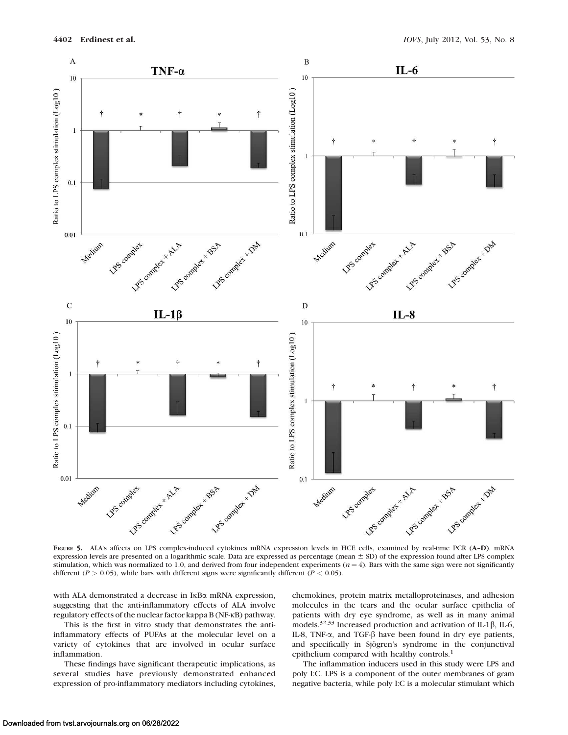**Figure 5.** ALA's affects on LPS complex-induced cytokines mRNA expression levels in HCE cells, examined by real-time PCR (**A**–**D**). mRNA expression levels are presented on a logarithmic scale. Data are expressed as percentage (mean ± SD) of the expression found after LPS complex stimulation, which was normalized to 1.0, and derived from four independent experiments ($n = 4$). Bars with the same sign were not significantly different ($P > 0.05$), while bars with different signs were significantly different ($P < 0.05$).

with ALA demonstrated a decrease in IκBα mRNA expression, suggesting that the anti-inflammatory effects of ALA involve regulatory effects of the nuclear factor kappa B (NF-κB) pathway.

This is the first in vitro study that demonstrates the anti-inflammatory effects of PUFAs at the molecular level on a variety of cytokines that are involved in ocular surface inflammation.

These findings have significant therapeutic implications, as several studies have previously demonstrated enhanced expression of pro-inflammatory mediators including cytokines, chemokines, protein matrix metalloproteinases, and adhesion molecules in the tears and the ocular surface epithelia of patients with dry eye syndrome, as well as in many animal models.[32,33] Increased production and activation of IL-1β, IL-6, IL-8, TNF-α, and TGF-β have been found in dry eye patients, and specifically in Sjögren's syndrome in the conjunctival epithelium compared with healthy controls.[1]

The inflammation inducers used in this study were LPS and poly I:C. LPS is a component of the outer membranes of gram negative bacteria, while poly I:C is a molecular stimulant which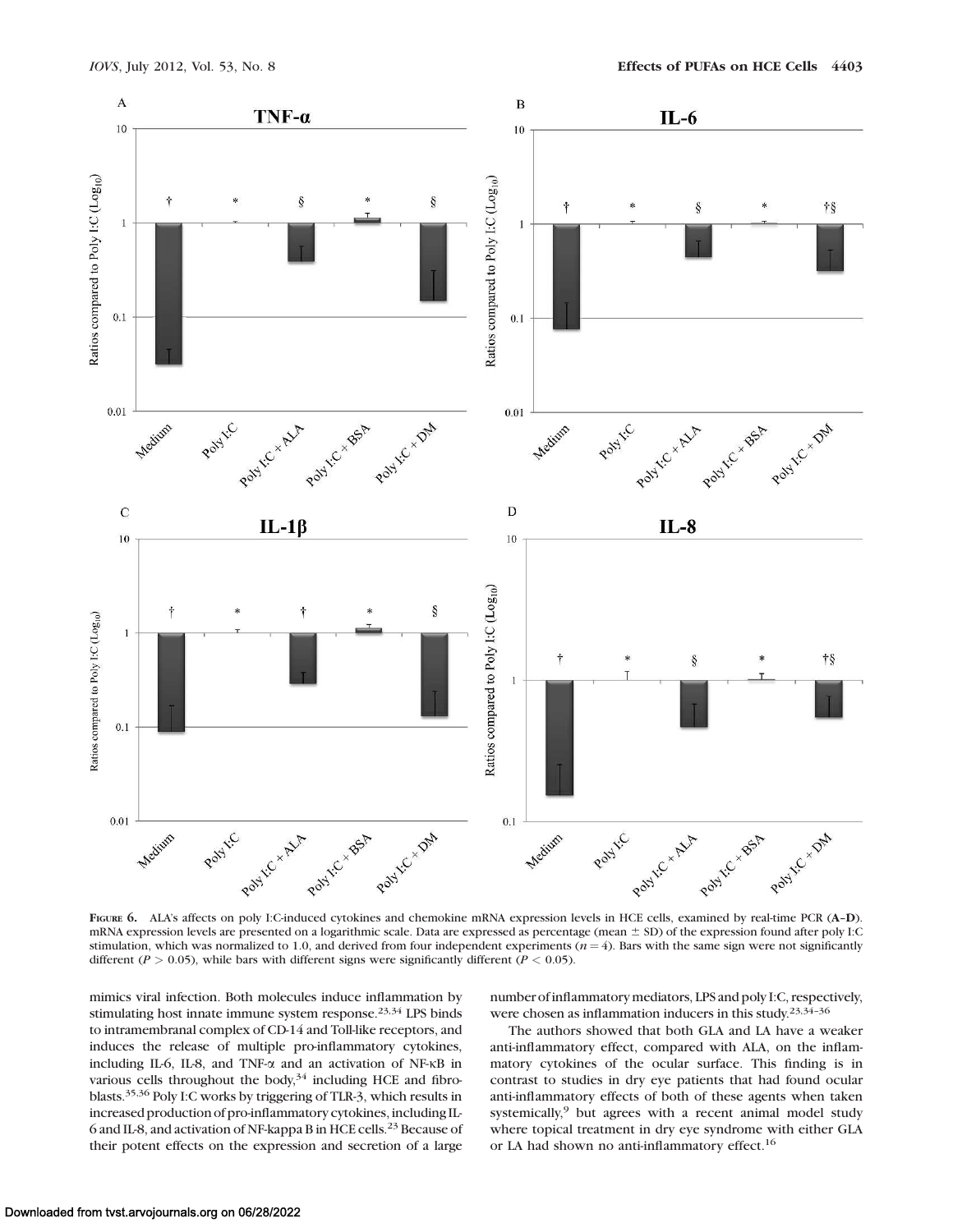**Figure 6.** ALA's affects on poly I:C-induced cytokines and chemokine mRNA expression levels in HCE cells, examined by real-time PCR (**A–D**). mRNA expression levels are presented on a logarithmic scale. Data are expressed as percentage (mean ± SD) of the expression found after poly I:C stimulation, which was normalized to 1.0, and derived from four independent experiments ($n = 4$). Bars with the same sign were not significantly different ($P > 0.05$), while bars with different signs were significantly different ($P < 0.05$).

mimics viral infection. Both molecules induce inflammation by stimulating host innate immune system response.[23,34] LPS binds to intramembranal complex of CD-14 and Toll-like receptors, and induces the release of multiple pro-inflammatory cytokines, including IL-6, IL-8, and TNF-α and an activation of NF-κB in various cells throughout the body,[34] including HCE and fibroblasts.[35,36] Poly I:C works by triggering of TLR-3, which results in increased production of pro-inflammatory cytokines, including IL-6 and IL-8, and activation of NF-kappa B in HCE cells.[23] Because of their potent effects on the expression and secretion of a large number of inflammatory mediators, LPS and poly I:C, respectively, were chosen as inflammation inducers in this study.[23,34–36]

The authors showed that both GLA and LA have a weaker anti-inflammatory effect, compared with ALA, on the inflammatory cytokines of the ocular surface. This finding is in contrast to studies in dry eye patients that had found ocular anti-inflammatory effects of both of these agents when taken systemically,[9] but agrees with a recent animal model study where topical treatment in dry eye syndrome with either GLA or LA had shown no anti-inflammatory effect.[16]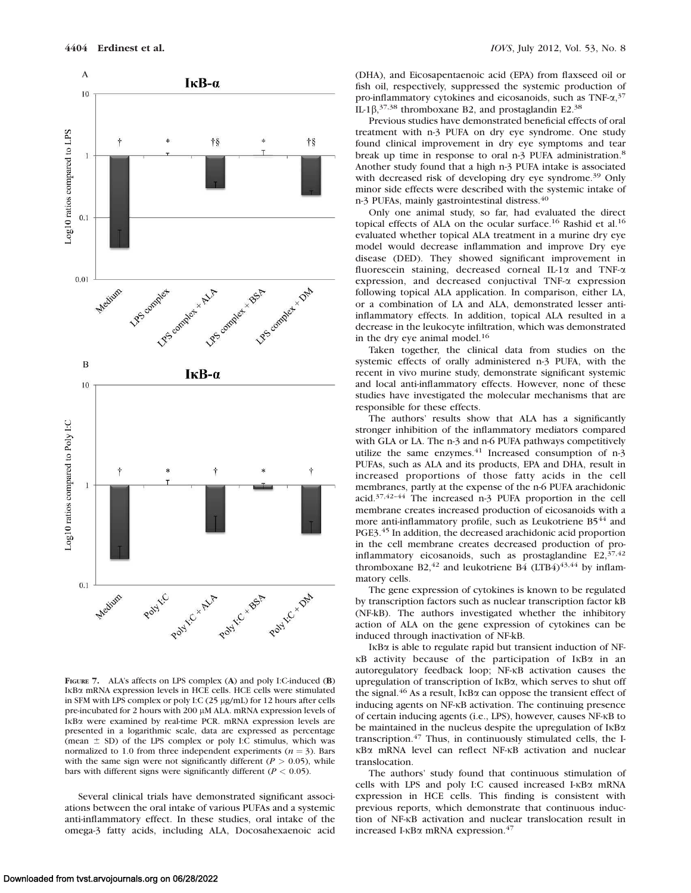**Figure 7.** ALA's affects on LPS complex (**A**) and poly I:C-induced (**B**) IκBα mRNA expression levels in HCE cells. HCE cells were stimulated in SFM with LPS complex or poly I:C (25 μg/mL) for 12 hours after cells pre-incubated for 2 hours with 200 μM ALA. mRNA expression levels of IκBα were examined by real-time PCR. mRNA expression levels are presented in a logarithmic scale, data are expressed as percentage (mean ± SD) of the LPS complex or poly I:C stimulus, which was normalized to 1.0 from three independent experiments ($n = 3$). Bars with the same sign were not significantly different ($P > 0.05$), while bars with different signs were significantly different ($P < 0.05$).

Several clinical trials have demonstrated significant associations between the oral intake of various PUFAs and a systemic anti-inflammatory effect. In these studies, oral intake of the omega-3 fatty acids, including ALA, Docosahexaenoic acid (DHA), and Eicosapentaenoic acid (EPA) from flaxseed oil or fish oil, respectively, suppressed the systemic production of pro-inflammatory cytokines and eicosanoids, such as TNF-α,[37] IL-1β,[37,38] thromboxane B2, and prostaglandin E2.[38]

Previous studies have demonstrated beneficial effects of oral treatment with n-3 PUFA on dry eye syndrome. One study found clinical improvement in dry eye symptoms and tear break up time in response to oral n-3 PUFA administration.[8] Another study found that a high n-3 PUFA intake is associated with decreased risk of developing dry eye syndrome.[39] Only minor side effects were described with the systemic intake of n-3 PUFAs, mainly gastrointestinal distress.[40]

Only one animal study, so far, had evaluated the direct topical effects of ALA on the ocular surface.[16] Rashid et al.[16] evaluated whether topical ALA treatment in a murine dry eye model would decrease inflammation and improve Dry eye disease (DED). They showed significant improvement in fluorescein staining, decreased corneal IL-1α and TNF-α expression, and decreased conjuctival TNF-α expression following topical ALA application. In comparison, either LA, or a combination of LA and ALA, demonstrated lesser anti-inflammatory effects. In addition, topical ALA resulted in a decrease in the leukocyte infiltration, which was demonstrated in the dry eye animal model.[16]

Taken together, the clinical data from studies on the systemic effects of orally administered n-3 PUFA, with the recent in vivo murine study, demonstrate significant systemic and local anti-inflammatory effects. However, none of these studies have investigated the molecular mechanisms that are responsible for these effects.

The authors' results show that ALA has a significantly stronger inhibition of the inflammatory mediators compared with GLA or LA. The n-3 and n-6 PUFA pathways competitively utilize the same enzymes.[41] Increased consumption of n-3 PUFAs, such as ALA and its products, EPA and DHA, result in increased proportions of those fatty acids in the cell membranes, partly at the expense of the n-6 PUFA arachidonic acid.[37,42–44] The increased n-3 PUFA proportion in the cell membrane creates increased production of eicosanoids with a more anti-inflammatory profile, such as Leukotriene B5[44] and PGE3.[45] In addition, the decreased arachidonic acid proportion in the cell membrane creates decreased production of pro-inflammatory eicosanoids, such as prostaglandine E2,[37,42] thromboxane B2,[42] and leukotriene B4 (LTB4)[43,44] by inflammatory cells.

The gene expression of cytokines is known to be regulated by transcription factors such as nuclear transcription factor kB (NF-kB). The authors investigated whether the inhibitory action of ALA on the gene expression of cytokines can be induced through inactivation of NF-kB.

IκBα is able to regulate rapid but transient induction of NF-κB activity because of the participation of IκBα in an autoregulatory feedback loop; NF-κB activation causes the upregulation of transcription of IκBα, which serves to shut off the signal.[46] As a result, IκBα can oppose the transient effect of inducing agents on NF-κB activation. The continuing presence of certain inducing agents (i.e., LPS), however, causes NF-κB to be maintained in the nucleus despite the upregulation of IκBα transcription.[47] Thus, in continuously stimulated cells, the I-κBα mRNA level can reflect NF-κB activation and nuclear translocation.

The authors' study found that continuous stimulation of cells with LPS and poly I:C caused increased I-κBα mRNA expression in HCE cells. This finding is consistent with previous reports, which demonstrate that continuous induction of NF-κB activation and nuclear translocation result in increased I-κBα mRNA expression.[47]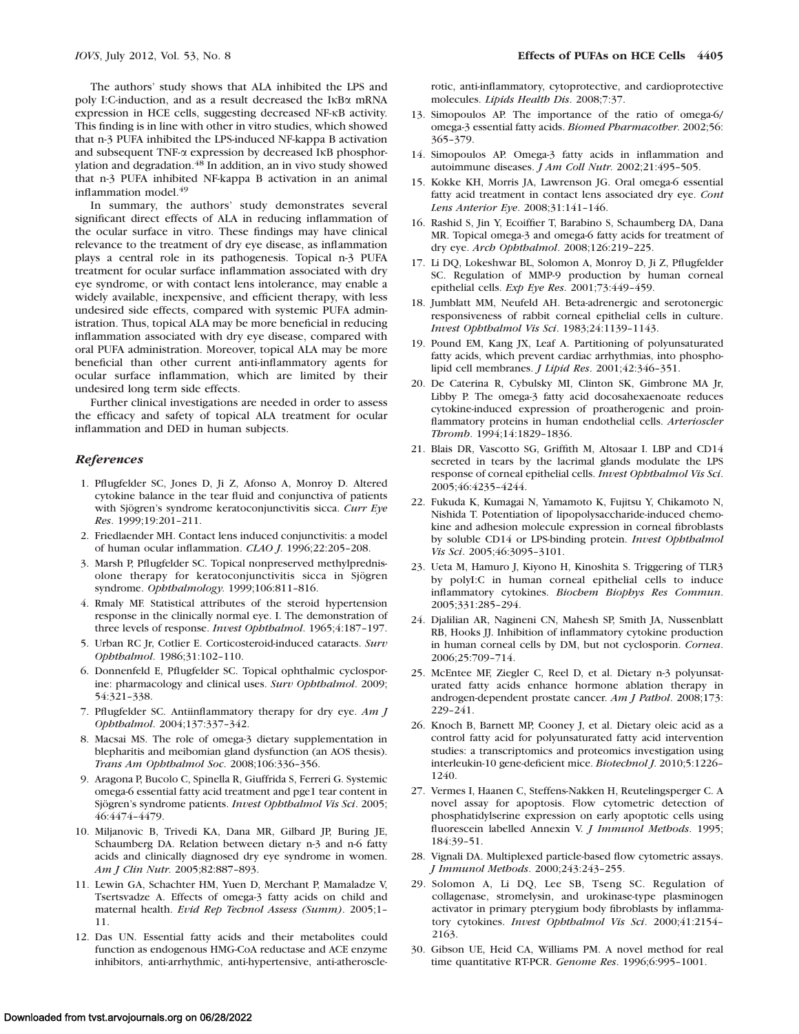The authors' study shows that ALA inhibited the LPS and poly I:C-induction, and as a result decreased the IκBα mRNA expression in HCE cells, suggesting decreased NF-κB activity. This finding is in line with other in vitro studies, which showed that n-3 PUFA inhibited the LPS-induced NF-kappa B activation and subsequent TNF-α expression by decreased IκB phosphorylation and degradation.[48] In addition, an in vivo study showed that n-3 PUFA inhibited NF-kappa B activation in an animal inflammation model.[49]

In summary, the authors' study demonstrates several significant direct effects of ALA in reducing inflammation of the ocular surface in vitro. These findings may have clinical relevance to the treatment of dry eye disease, as inflammation plays a central role in its pathogenesis. Topical n-3 PUFA treatment for ocular surface inflammation associated with dry eye syndrome, or with contact lens intolerance, may enable a widely available, inexpensive, and efficient therapy, with less undesired side effects, compared with systemic PUFA administration. Thus, topical ALA may be more beneficial in reducing inflammation associated with dry eye disease, compared with oral PUFA administration. Moreover, topical ALA may be more beneficial than other current anti-inflammatory agents for ocular surface inflammation, which are limited by their undesired long term side effects.

Further clinical investigations are needed in order to assess the efficacy and safety of topical ALA treatment for ocular inflammation and DED in human subjects.

## *References*

1. Pflugfelder SC, Jones D, Ji Z, Afonso A, Monroy D. Altered cytokine balance in the tear fluid and conjunctiva of patients with Sjögren's syndrome keratoconjunctivitis sicca. *Curr Eye Res*. 1999;19:201–211.
2. Friedlaender MH. Contact lens induced conjunctivitis: a model of human ocular inflammation. *CLAO J*. 1996;22:205–208.
3. Marsh P, Pflugfelder SC. Topical nonpreserved methylprednisolone therapy for keratoconjunctivitis sicca in Sjögren syndrome. *Ophthalmology*. 1999;106:811–816.
4. Rmaly MF. Statistical attributes of the steroid hypertension response in the clinically normal eye. I. The demonstration of three levels of response. *Invest Ophthalmol*. 1965;4:187–197.
5. Urban RC Jr, Cotlier E. Corticosteroid-induced cataracts. *Surv Ophthalmol*. 1986;31:102–110.
6. Donnenfeld E, Pflugfelder SC. Topical ophthalmic cyclosporine: pharmacology and clinical uses. *Surv Ophthalmol*. 2009; 54:321–338.
7. Pflugfelder SC. Antiinflammatory therapy for dry eye. *Am J Ophthalmol*. 2004;137:337–342.
8. Macsai MS. The role of omega-3 dietary supplementation in blepharitis and meibomian gland dysfunction (an AOS thesis). *Trans Am Ophthalmol Soc*. 2008;106:336–356.
9. Aragona P, Bucolo C, Spinella R, Giuffrida S, Ferreri G. Systemic omega-6 essential fatty acid treatment and pge1 tear content in Sjögren's syndrome patients. *Invest Ophthalmol Vis Sci*. 2005; 46:4474–4479.
10. Miljanovic B, Trivedi KA, Dana MR, Gilbard JP, Buring JE, Schaumberg DA. Relation between dietary n-3 and n-6 fatty acids and clinically diagnosed dry eye syndrome in women. *Am J Clin Nutr*. 2005;82:887–893.
11. Lewin GA, Schachter HM, Yuen D, Merchant P, Mamaladze V, Tsertsvadze A. Effects of omega-3 fatty acids on child and maternal health. *Evid Rep Technol Assess (Summ)*. 2005;1–11.
12. Das UN. Essential fatty acids and their metabolites could function as endogenous HMG-CoA reductase and ACE enzyme inhibitors, anti-arrhythmic, anti-hypertensive, anti-atherosclerotic, anti-inflammatory, cytoprotective, and cardioprotective molecules. *Lipids Health Dis*. 2008;7:37.
13. Simopoulos AP. The importance of the ratio of omega-6/omega-3 essential fatty acids. *Biomed Pharmacother*. 2002;56: 365–379.
14. Simopoulos AP. Omega-3 fatty acids in inflammation and autoimmune diseases. *J Am Coll Nutr*. 2002;21:495–505.
15. Kokke KH, Morris JA, Lawrenson JG. Oral omega-6 essential fatty acid treatment in contact lens associated dry eye. *Cont Lens Anterior Eye*. 2008;31:141–146.
16. Rashid S, Jin Y, Ecoiffier T, Barabino S, Schaumberg DA, Dana MR. Topical omega-3 and omega-6 fatty acids for treatment of dry eye. *Arch Ophthalmol*. 2008;126:219–225.
17. Li DQ, Lokeshwar BL, Solomon A, Monroy D, Ji Z, Pflugfelder SC. Regulation of MMP-9 production by human corneal epithelial cells. *Exp Eye Res*. 2001;73:449–459.
18. Jumblatt MM, Neufeld AH. Beta-adrenergic and serotonergic responsiveness of rabbit corneal epithelial cells in culture. *Invest Ophthalmol Vis Sci*. 1983;24:1139–1143.
19. Pound EM, Kang JX, Leaf A. Partitioning of polyunsaturated fatty acids, which prevent cardiac arrhythmias, into phospholipid cell membranes. *J Lipid Res*. 2001;42:346–351.
20. De Caterina R, Cybulsky MI, Clinton SK, Gimbrone MA Jr, Libby P. The omega-3 fatty acid docosahexaenoate reduces cytokine-induced expression of proatherogenic and proinflammatory proteins in human endothelial cells. *Arterioscler Thromb*. 1994;14:1829–1836.
21. Blais DR, Vascotto SG, Griffith M, Altosaar I. LBP and CD14 secreted in tears by the lacrimal glands modulate the LPS response of corneal epithelial cells. *Invest Ophthalmol Vis Sci*. 2005;46:4235–4244.
22. Fukuda K, Kumagai N, Yamamoto K, Fujitsu Y, Chikamoto N, Nishida T. Potentiation of lipopolysaccharide-induced chemokine and adhesion molecule expression in corneal fibroblasts by soluble CD14 or LPS-binding protein. *Invest Ophthalmol Vis Sci*. 2005;46:3095–3101.
23. Ueta M, Hamuro J, Kiyono H, Kinoshita S. Triggering of TLR3 by polyI:C in human corneal epithelial cells to induce inflammatory cytokines. *Biochem Biophys Res Commun*. 2005;331:285–294.
24. Djalilian AR, Nagineni CN, Mahesh SP, Smith JA, Nussenblatt RB, Hooks JJ. Inhibition of inflammatory cytokine production in human corneal cells by DM, but not cyclosporin. *Cornea*. 2006;25:709–714.
25. McEntee MF, Ziegler C, Reel D, et al. Dietary n-3 polyunsaturated fatty acids enhance hormone ablation therapy in androgen-dependent prostate cancer. *Am J Pathol*. 2008;173: 229–241.
26. Knoch B, Barnett MP, Cooney J, et al. Dietary oleic acid as a control fatty acid for polyunsaturated fatty acid intervention studies: a transcriptomics and proteomics investigation using interleukin-10 gene-deficient mice. *Biotechnol J*. 2010;5:1226–1240.
27. Vermes I, Haanen C, Steffens-Nakken H, Reutelingsperger C. A novel assay for apoptosis. Flow cytometric detection of phosphatidylserine expression on early apoptotic cells using fluorescein labelled Annexin V. *J Immunol Methods*. 1995; 184:39–51.
28. Vignali DA. Multiplexed particle-based flow cytometric assays. *J Immunol Methods*. 2000;243:243–255.
29. Solomon A, Li DQ, Lee SB, Tseng SC. Regulation of collagenase, stromelysin, and urokinase-type plasminogen activator in primary pterygium body fibroblasts by inflammatory cytokines. *Invest Ophthalmol Vis Sci*. 2000;41:2154–2163.
30. Gibson UE, Heid CA, Williams PM. A novel method for real time quantitative RT-PCR. *Genome Res*. 1996;6:995–1001.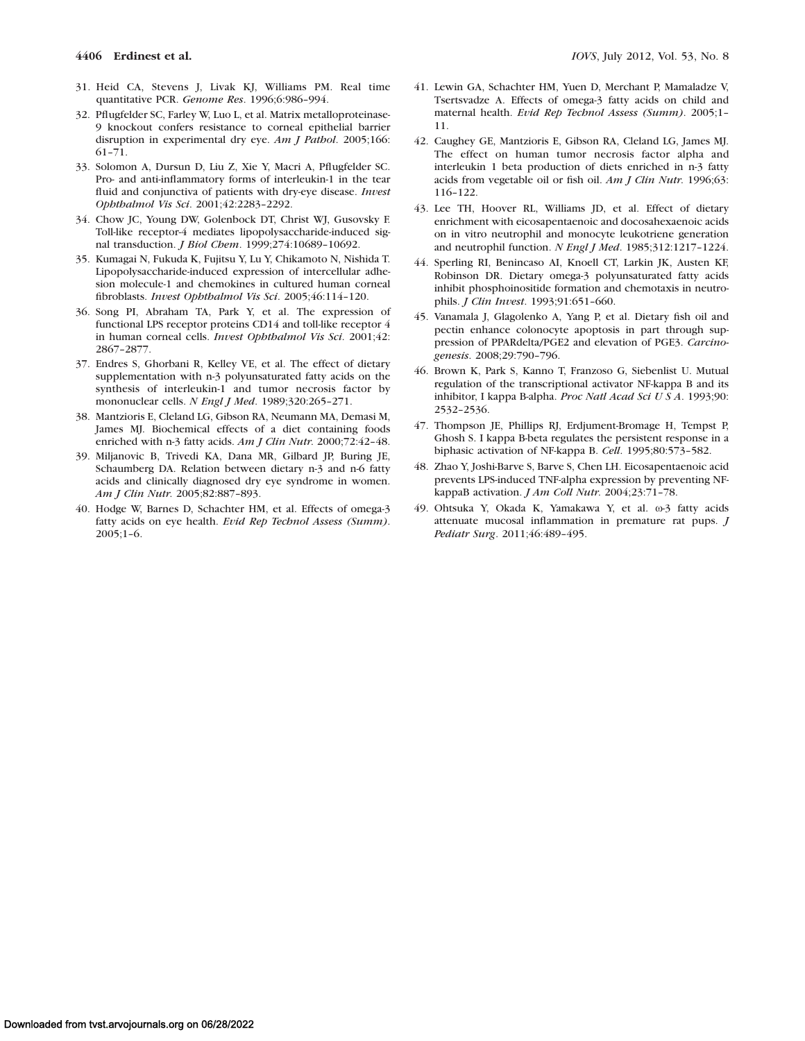31. Heid CA, Stevens J, Livak KJ, Williams PM. Real time quantitative PCR. *Genome Res*. 1996;6:986–994.
32. Pflugfelder SC, Farley W, Luo L, et al. Matrix metalloproteinase-9 knockout confers resistance to corneal epithelial barrier disruption in experimental dry eye. *Am J Pathol*. 2005;166: 61–71.
33. Solomon A, Dursun D, Liu Z, Xie Y, Macri A, Pflugfelder SC. Pro- and anti-inflammatory forms of interleukin-1 in the tear fluid and conjunctiva of patients with dry-eye disease. *Invest Ophthalmol Vis Sci*. 2001;42:2283–2292.
34. Chow JC, Young DW, Golenbock DT, Christ WJ, Gusovsky F. Toll-like receptor-4 mediates lipopolysaccharide-induced signal transduction. *J Biol Chem*. 1999;274:10689–10692.
35. Kumagai N, Fukuda K, Fujitsu Y, Lu Y, Chikamoto N, Nishida T. Lipopolysaccharide-induced expression of intercellular adhesion molecule-1 and chemokines in cultured human corneal fibroblasts. *Invest Ophthalmol Vis Sci*. 2005;46:114–120.
36. Song PI, Abraham TA, Park Y, et al. The expression of functional LPS receptor proteins CD14 and toll-like receptor 4 in human corneal cells. *Invest Ophthalmol Vis Sci*. 2001;42: 2867–2877.
37. Endres S, Ghorbani R, Kelley VE, et al. The effect of dietary supplementation with n-3 polyunsaturated fatty acids on the synthesis of interleukin-1 and tumor necrosis factor by mononuclear cells. *N Engl J Med*. 1989;320:265–271.
38. Mantzioris E, Cleland LG, Gibson RA, Neumann MA, Demasi M, James MJ. Biochemical effects of a diet containing foods enriched with n-3 fatty acids. *Am J Clin Nutr*. 2000;72:42–48.
39. Miljanovic B, Trivedi KA, Dana MR, Gilbard JP, Buring JE, Schaumberg DA. Relation between dietary n-3 and n-6 fatty acids and clinically diagnosed dry eye syndrome in women. *Am J Clin Nutr*. 2005;82:887–893.
40. Hodge W, Barnes D, Schachter HM, et al. Effects of omega-3 fatty acids on eye health. *Evid Rep Technol Assess (Summ)*. 2005;1–6.
41. Lewin GA, Schachter HM, Yuen D, Merchant P, Mamaladze V, Tsertsvadze A. Effects of omega-3 fatty acids on child and maternal health. *Evid Rep Technol Assess (Summ)*. 2005;1–11.
42. Caughey GE, Mantzioris E, Gibson RA, Cleland LG, James MJ. The effect on human tumor necrosis factor alpha and interleukin 1 beta production of diets enriched in n-3 fatty acids from vegetable oil or fish oil. *Am J Clin Nutr*. 1996;63: 116–122.
43. Lee TH, Hoover RL, Williams JD, et al. Effect of dietary enrichment with eicosapentaenoic and docosahexaenoic acids on in vitro neutrophil and monocyte leukotriene generation and neutrophil function. *N Engl J Med*. 1985;312:1217–1224.
44. Sperling RI, Benincaso AI, Knoell CT, Larkin JK, Austen KF, Robinson DR. Dietary omega-3 polyunsaturated fatty acids inhibit phosphoinositide formation and chemotaxis in neutrophils. *J Clin Invest*. 1993;91:651–660.
45. Vanamala J, Glagolenko A, Yang P, et al. Dietary fish oil and pectin enhance colonocyte apoptosis in part through suppression of PPARdelta/PGE2 and elevation of PGE3. *Carcinogenesis*. 2008;29:790–796.
46. Brown K, Park S, Kanno T, Franzoso G, Siebenlist U. Mutual regulation of the transcriptional activator NF-kappa B and its inhibitor, I kappa B-alpha. *Proc Natl Acad Sci U S A*. 1993;90: 2532–2536.
47. Thompson JE, Phillips RJ, Erdjument-Bromage H, Tempst P, Ghosh S. I kappa B-beta regulates the persistent response in a biphasic activation of NF-kappa B. *Cell*. 1995;80:573–582.
48. Zhao Y, Joshi-Barve S, Barve S, Chen LH. Eicosapentaenoic acid prevents LPS-induced TNF-alpha expression by preventing NF-kappaB activation. *J Am Coll Nutr*. 2004;23:71–78.
49. Ohtsuka Y, Okada K, Yamakawa Y, et al. ω-3 fatty acids attenuate mucosal inflammation in premature rat pups. *J Pediatr Surg*. 2011;46:489–495.